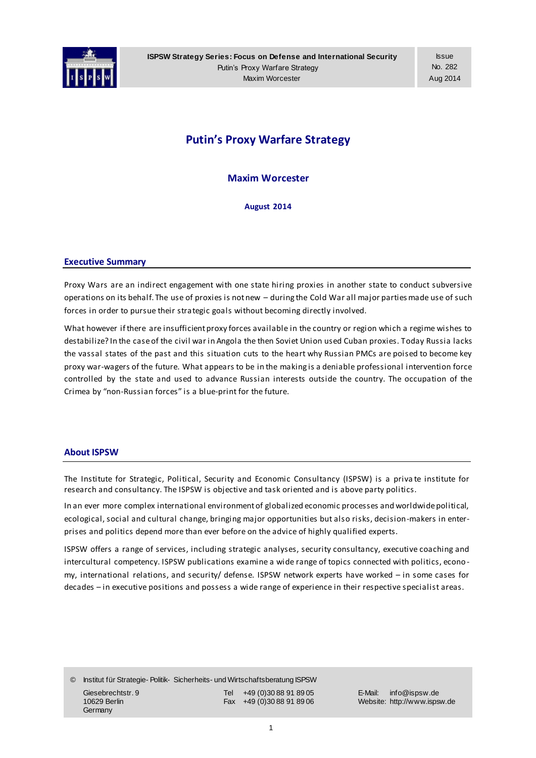# Putin's Proxy Warfare Strategy

**Maxim Worcester**

**August 2014**

## Executive Summary

Proxy Wars are an indirect engagement with one state hiring proxies in another state to conduct subversive operations on its behalf. The use of proxies is not new – during the Cold War all major parties made use of such forces in order to pursue their strategic goals without becoming directly involved.

What however if there are insufficient proxy forces available in the country or region which a regime wishes to destabilize? In the case of the civil war in Angola the then Soviet Union used Cuban proxies. Today Russia lacks the vassal states of the past and this situation cuts to the heart why Russian PMCs are poised to become key proxy war-wagers of the future. What appears to be in the making is a deniable professional intervention force controlled by the state and used to advance Russian interests outside the country. The occupation of the Crimea by "non-Russian forces" is a blue-print for the future.

## About ISPSW

The Institute for Strategic, Political, Security and Economic Consultancy (ISPSW) is a private institute for research and consultancy. The ISPSW is objective and task oriented and is above party politics.

In an ever more complex international environment of globalized economic processes and worldwide political, ecological, social and cultural change, bringing major opportunities but also risks, decision-makers in enterprises and politics depend more than ever before on the advice of highly qualified experts.

ISPSW offers a range of services, including strategic analyses, security consultancy, executive coaching and intercultural competency. ISPSW publications examine a wide range of topics connected with politics, economy, international relations, and security/ defense. ISPSW network experts have worked – in some cases for decades – in executive positions and possess a wide range of experience in their respective specialist areas.

© Institut für Strategie- Politik- Sicherheits- und Wirtschaftsberatung ISPSW

Giesebrechtstr. 9
10629 Berlin
Germany

Tel +49 (0)30 88 91 89 05
Fax +49 (0)30 88 91 89 06

E-Mail: info@ispsw.de
Website: http://www.ispsw.de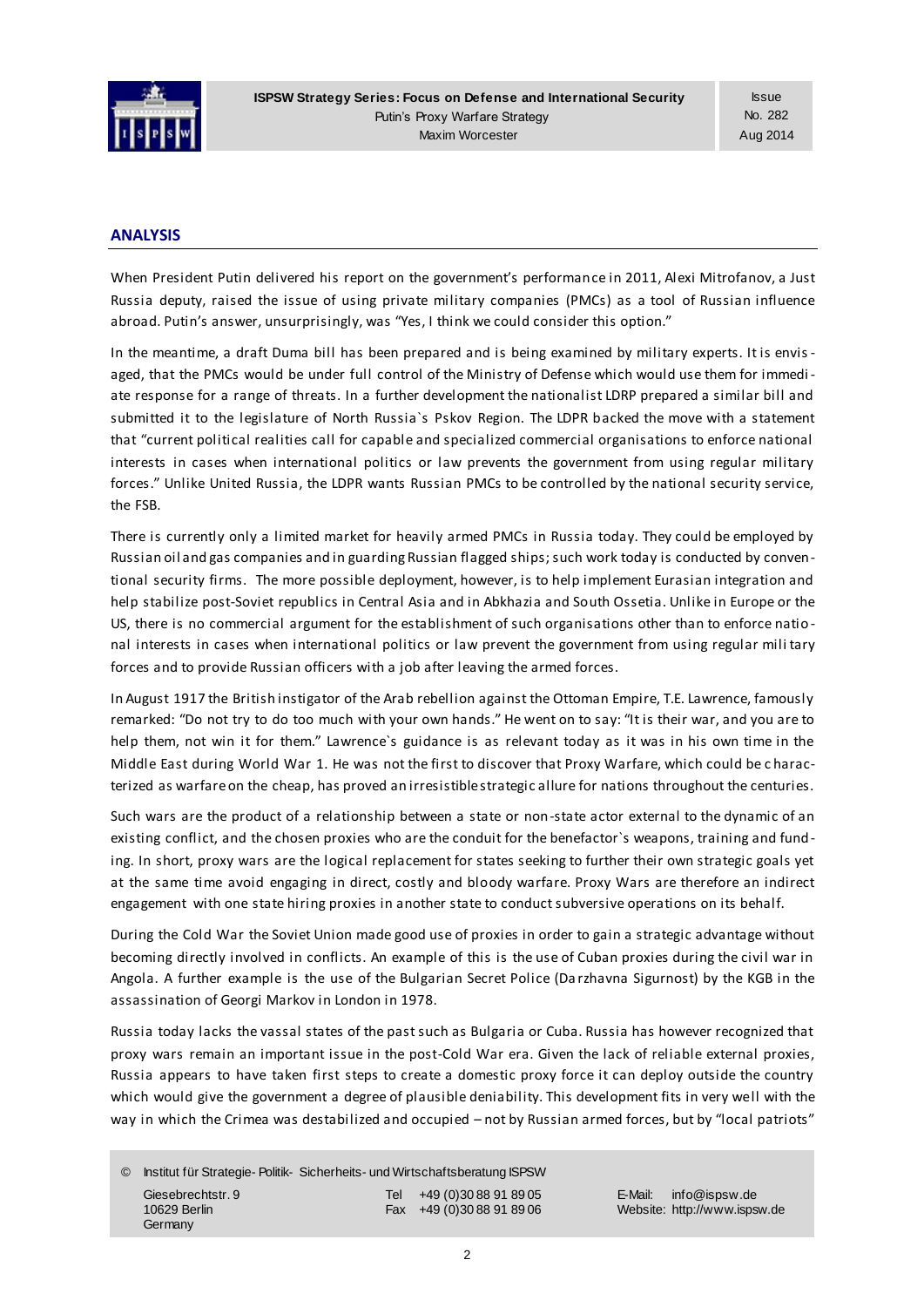## ANALYSIS

When President Putin delivered his report on the government's performance in 2011, Alexi Mitrofanov, a Just Russia deputy, raised the issue of using private military companies (PMCs) as a tool of Russian influence abroad. Putin's answer, unsurprisingly, was "Yes, I think we could consider this option."

In the meantime, a draft Duma bill has been prepared and is being examined by military experts. It is envisaged, that the PMCs would be under full control of the Ministry of Defense which would use them for immediate response for a range of threats. In a further development the nationalist LDRP prepared a similar bill and submitted it to the legislature of North Russia`s Pskov Region. The LDPR backed the move with a statement that "current political realities call for capable and specialized commercial organisations to enforce national interests in cases when international politics or law prevents the government from using regular military forces." Unlike United Russia, the LDPR wants Russian PMCs to be controlled by the national security service, the FSB.

There is currently only a limited market for heavily armed PMCs in Russia today. They could be employed by Russian oil and gas companies and in guarding Russian flagged ships; such work today is conducted by conventional security firms. The more possible deployment, however, is to help implement Eurasian integration and help stabilize post-Soviet republics in Central Asia and in Abkhazia and South Ossetia. Unlike in Europe or the US, there is no commercial argument for the establishment of such organisations other than to enforce national interests in cases when international politics or law prevent the government from using regular military forces and to provide Russian officers with a job after leaving the armed forces.

In August 1917 the British instigator of the Arab rebellion against the Ottoman Empire, T.E. Lawrence, famously remarked: "Do not try to do too much with your own hands." He went on to say: "It is their war, and you are to help them, not win it for them." Lawrence`s guidance is as relevant today as it was in his own time in the Middle East during World War 1. He was not the first to discover that Proxy Warfare, which could be characterized as warfare on the cheap, has proved an irresistible strategic allure for nations throughout the centuries.

Such wars are the product of a relationship between a state or non-state actor external to the dynamic of an existing conflict, and the chosen proxies who are the conduit for the benefactor`s weapons, training and funding. In short, proxy wars are the logical replacement for states seeking to further their own strategic goals yet at the same time avoid engaging in direct, costly and bloody warfare. Proxy Wars are therefore an indirect engagement with one state hiring proxies in another state to conduct subversive operations on its behalf.

During the Cold War the Soviet Union made good use of proxies in order to gain a strategic advantage without becoming directly involved in conflicts. An example of this is the use of Cuban proxies during the civil war in Angola. A further example is the use of the Bulgarian Secret Police (Darzhavna Sigurnost) by the KGB in the assassination of Georgi Markov in London in 1978.

Russia today lacks the vassal states of the past such as Bulgaria or Cuba. Russia has however recognized that proxy wars remain an important issue in the post-Cold War era. Given the lack of reliable external proxies, Russia appears to have taken first steps to create a domestic proxy force it can deploy outside the country which would give the government a degree of plausible deniability. This development fits in very well with the way in which the Crimea was destabilized and occupied – not by Russian armed forces, but by "local patriots"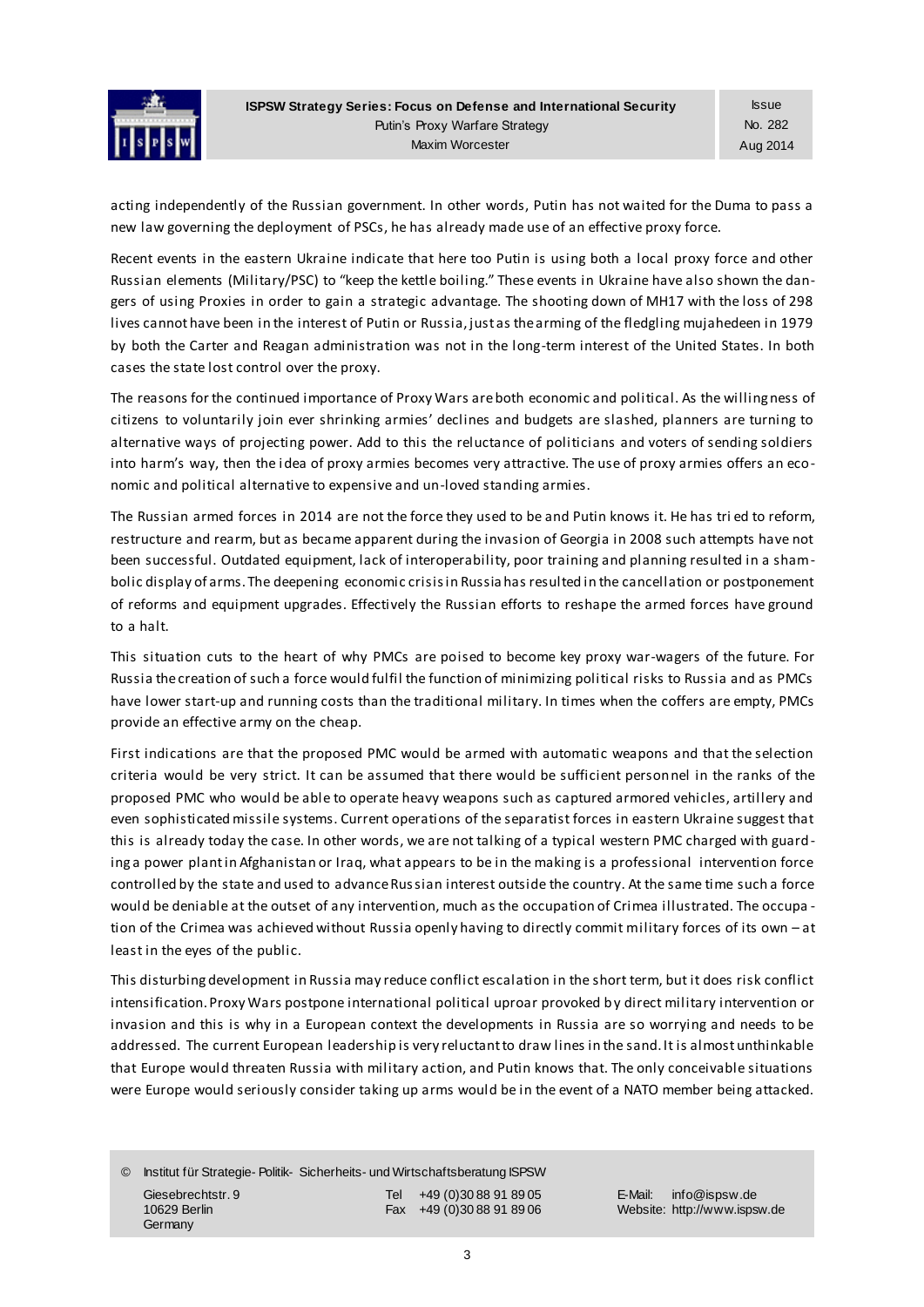acting independently of the Russian government. In other words, Putin has not waited for the Duma to pass a new law governing the deployment of PSCs, he has already made use of an effective proxy force.

Recent events in the eastern Ukraine indicate that here too Putin is using both a local proxy force and other Russian elements (Military/PSC) to "keep the kettle boiling." These events in Ukraine have also shown the dangers of using Proxies in order to gain a strategic advantage. The shooting down of MH17 with the loss of 298 lives cannot have been in the interest of Putin or Russia, just as the arming of the fledgling mujahedeen in 1979 by both the Carter and Reagan administration was not in the long-term interest of the United States. In both cases the state lost control over the proxy.

The reasons for the continued importance of Proxy Wars are both economic and political. As the willingness of citizens to voluntarily join ever shrinking armies' declines and budgets are slashed, planners are turning to alternative ways of projecting power. Add to this the reluctance of politicians and voters of sending soldiers into harm's way, then the idea of proxy armies becomes very attractive. The use of proxy armies offers an economic and political alternative to expensive and un-loved standing armies.

The Russian armed forces in 2014 are not the force they used to be and Putin knows it. He has tried to reform, restructure and rearm, but as became apparent during the invasion of Georgia in 2008 such attempts have not been successful. Outdated equipment, lack of interoperability, poor training and planning resulted in a shambolic display of arms. The deepening economic crisis in Russia has resulted in the cancellation or postponement of reforms and equipment upgrades. Effectively the Russian efforts to reshape the armed forces have ground to a halt.

This situation cuts to the heart of why PMCs are poised to become key proxy war-wagers of the future. For Russia the creation of such a force would fulfil the function of minimizing political risks to Russia and as PMCs have lower start-up and running costs than the traditional military. In times when the coffers are empty, PMCs provide an effective army on the cheap.

First indications are that the proposed PMC would be armed with automatic weapons and that the selection criteria would be very strict. It can be assumed that there would be sufficient personnel in the ranks of the proposed PMC who would be able to operate heavy weapons such as captured armored vehicles, artillery and even sophisticated missile systems. Current operations of the separatist forces in eastern Ukraine suggest that this is already today the case. In other words, we are not talking of a typical western PMC charged with guarding a power plant in Afghanistan or Iraq, what appears to be in the making is a professional intervention force controlled by the state and used to advance Russian interest outside the country. At the same time such a force would be deniable at the outset of any intervention, much as the occupation of Crimea illustrated. The occupation of the Crimea was achieved without Russia openly having to directly commit military forces of its own – at least in the eyes of the public.

This disturbing development in Russia may reduce conflict escalation in the short term, but it does risk conflict intensification. Proxy Wars postpone international political uproar provoked by direct military intervention or invasion and this is why in a European context the developments in Russia are so worrying and needs to be addressed. The current European leadership is very reluctant to draw lines in the sand. It is almost unthinkable that Europe would threaten Russia with military action, and Putin knows that. The only conceivable situations were Europe would seriously consider taking up arms would be in the event of a NATO member being attacked.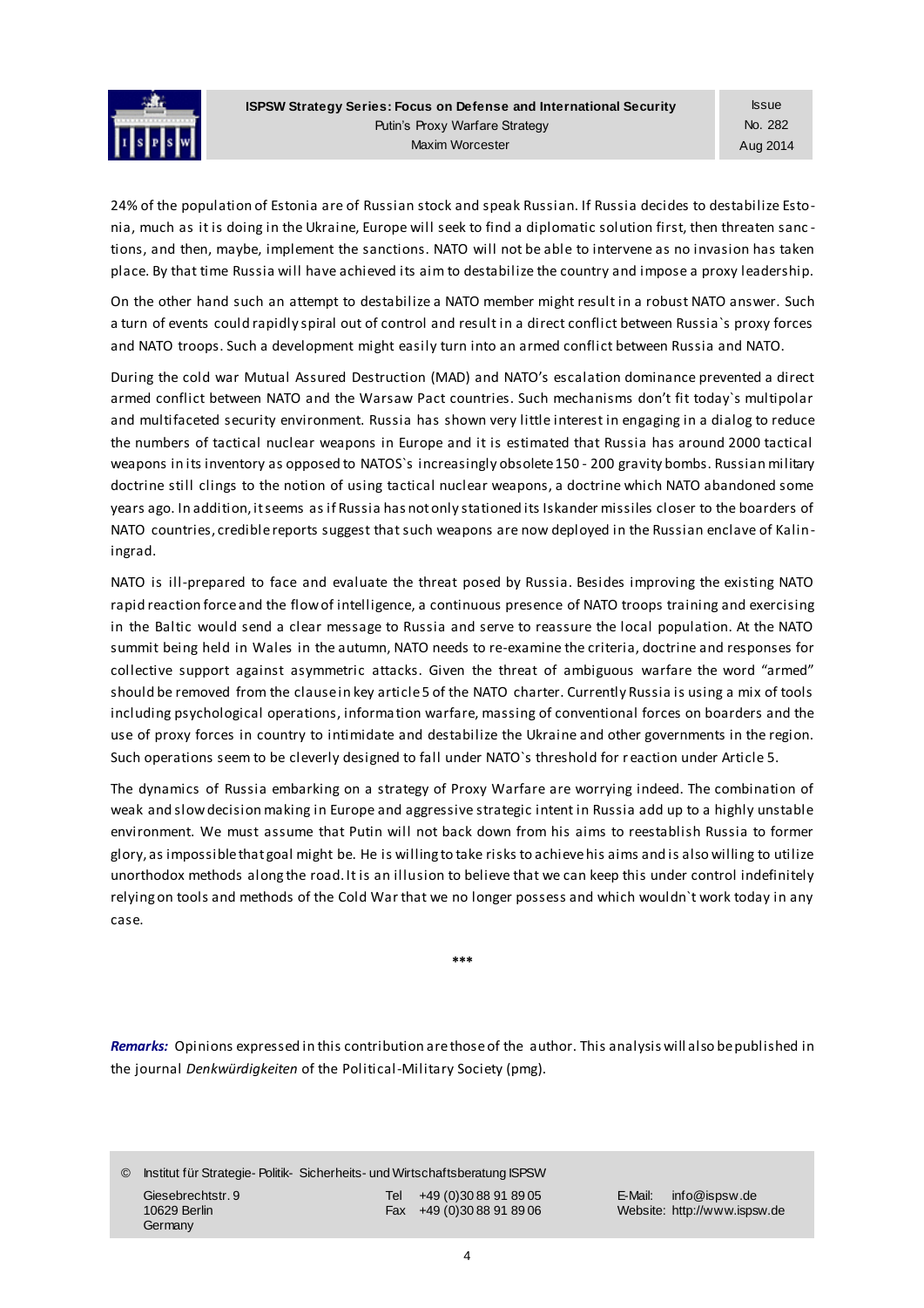24% of the population of Estonia are of Russian stock and speak Russian. If Russia decides to destabilize Estonia, much as it is doing in the Ukraine, Europe will seek to find a diplomatic solution first, then threaten sanctions, and then, maybe, implement the sanctions. NATO will not be able to intervene as no invasion has taken place. By that time Russia will have achieved its aim to destabilize the country and impose a proxy leadership.

On the other hand such an attempt to destabilize a NATO member might result in a robust NATO answer. Such a turn of events could rapidly spiral out of control and result in a direct conflict between Russia`s proxy forces and NATO troops. Such a development might easily turn into an armed conflict between Russia and NATO.

During the cold war Mutual Assured Destruction (MAD) and NATO's escalation dominance prevented a direct armed conflict between NATO and the Warsaw Pact countries. Such mechanisms don't fit today`s multipolar and multifaceted security environment. Russia has shown very little interest in engaging in a dialog to reduce the numbers of tactical nuclear weapons in Europe and it is estimated that Russia has around 2000 tactical weapons in its inventory as opposed to NATOS`s increasingly obsolete 150 - 200 gravity bombs. Russian military doctrine still clings to the notion of using tactical nuclear weapons, a doctrine which NATO abandoned some years ago. In addition, it seems as if Russia has not only stationed its Iskander missiles closer to the boarders of NATO countries, credible reports suggest that such weapons are now deployed in the Russian enclave of Kaliningrad.

NATO is ill-prepared to face and evaluate the threat posed by Russia. Besides improving the existing NATO rapid reaction force and the flow of intelligence, a continuous presence of NATO troops training and exercising in the Baltic would send a clear message to Russia and serve to reassure the local population. At the NATO summit being held in Wales in the autumn, NATO needs to re-examine the criteria, doctrine and responses for collective support against asymmetric attacks. Given the threat of ambiguous warfare the word "armed" should be removed from the clause in key article 5 of the NATO charter. Currently Russia is using a mix of tools including psychological operations, information warfare, massing of conventional forces on boarders and the use of proxy forces in country to intimidate and destabilize the Ukraine and other governments in the region. Such operations seem to be cleverly designed to fall under NATO`s threshold for reaction under Article 5.

The dynamics of Russia embarking on a strategy of Proxy Warfare are worrying indeed. The combination of weak and slow decision making in Europe and aggressive strategic intent in Russia add up to a highly unstable environment. We must assume that Putin will not back down from his aims to reestablish Russia to former glory, as impossible that goal might be. He is willing to take risks to achieve his aims and is also willing to utilize unorthodox methods along the road. It is an illusion to believe that we can keep this under control indefinitely relying on tools and methods of the Cold War that we no longer possess and which wouldn`t work today in any case.

\*\*\*

***Remarks:*** Opinions expressed in this contribution are those of the author. This analysis will also be published in the journal *Denkwürdigkeiten* of the Political-Military Society (pmg).

© Institut für Strategie- Politik- Sicherheits- und Wirtschaftsberatung ISPSW

Giesebrechtstr. 9
10629 Berlin
Germany

Tel +49 (0)30 88 91 89 05
Fax +49 (0)30 88 91 89 06

E-Mail: info@ispsw.de
Website: http://www.ispsw.de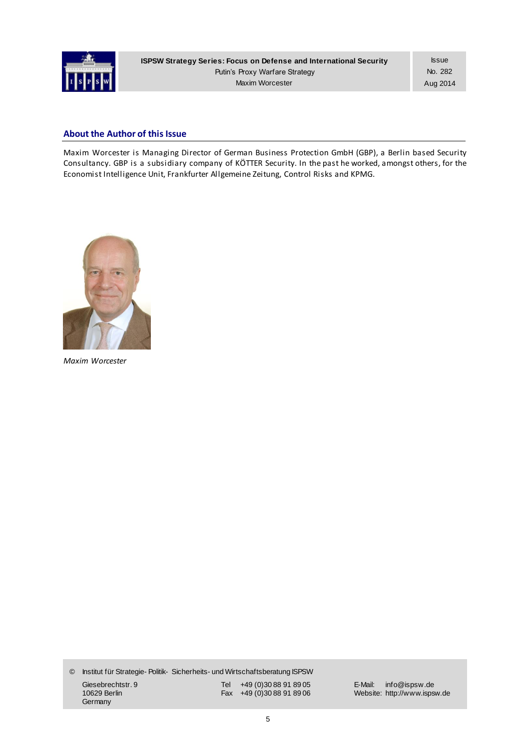## About the Author of this Issue

Maxim Worcester is Managing Director of German Business Protection GmbH (GBP), a Berlin based Security Consultancy. GBP is a subsidiary company of KÖTTER Security. In the past he worked, amongst others, for the Economist Intelligence Unit, Frankfurter Allgemeine Zeitung, Control Risks and KPMG.

*Maxim Worcester*